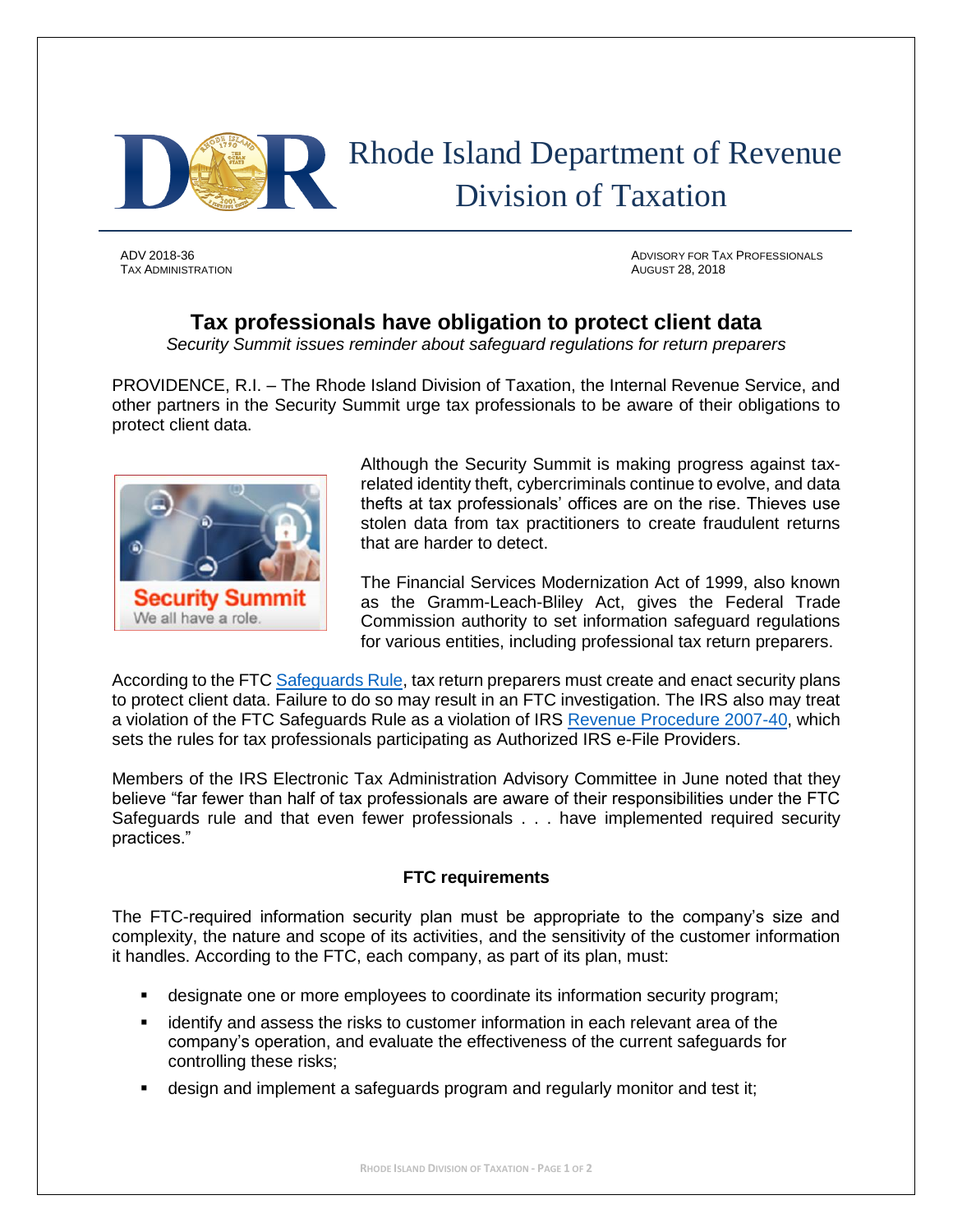# Rhode Island Department of Revenue Division of Taxation

ADV 2018-36
TAX ADMINISTRATION

ADVISORY FOR TAX PROFESSIONALS
AUGUST 28, 2018

## Tax professionals have obligation to protect client data

*Security Summit issues reminder about safeguard regulations for return preparers*

PROVIDENCE, R.I. – The Rhode Island Division of Taxation, the Internal Revenue Service, and other partners in the Security Summit urge tax professionals to be aware of their obligations to protect client data.

Security Summit
We all have a role.

Although the Security Summit is making progress against tax-related identity theft, cybercriminals continue to evolve, and data thefts at tax professionals' offices are on the rise. Thieves use stolen data from tax practitioners to create fraudulent returns that are harder to detect.

The Financial Services Modernization Act of 1999, also known as the Gramm-Leach-Bliley Act, gives the Federal Trade Commission authority to set information safeguard regulations for various entities, including professional tax return preparers.

According to the FTC Safeguards Rule, tax return preparers must create and enact security plans to protect client data. Failure to do so may result in an FTC investigation. The IRS also may treat a violation of the FTC Safeguards Rule as a violation of IRS Revenue Procedure 2007-40, which sets the rules for tax professionals participating as Authorized IRS e-File Providers.

Members of the IRS Electronic Tax Administration Advisory Committee in June noted that they believe "far fewer than half of tax professionals are aware of their responsibilities under the FTC Safeguards rule and that even fewer professionals . . . have implemented required security practices."

### FTC requirements

The FTC-required information security plan must be appropriate to the company's size and complexity, the nature and scope of its activities, and the sensitivity of the customer information it handles. According to the FTC, each company, as part of its plan, must:

- designate one or more employees to coordinate its information security program;
- identify and assess the risks to customer information in each relevant area of the company's operation, and evaluate the effectiveness of the current safeguards for controlling these risks;
- design and implement a safeguards program and regularly monitor and test it;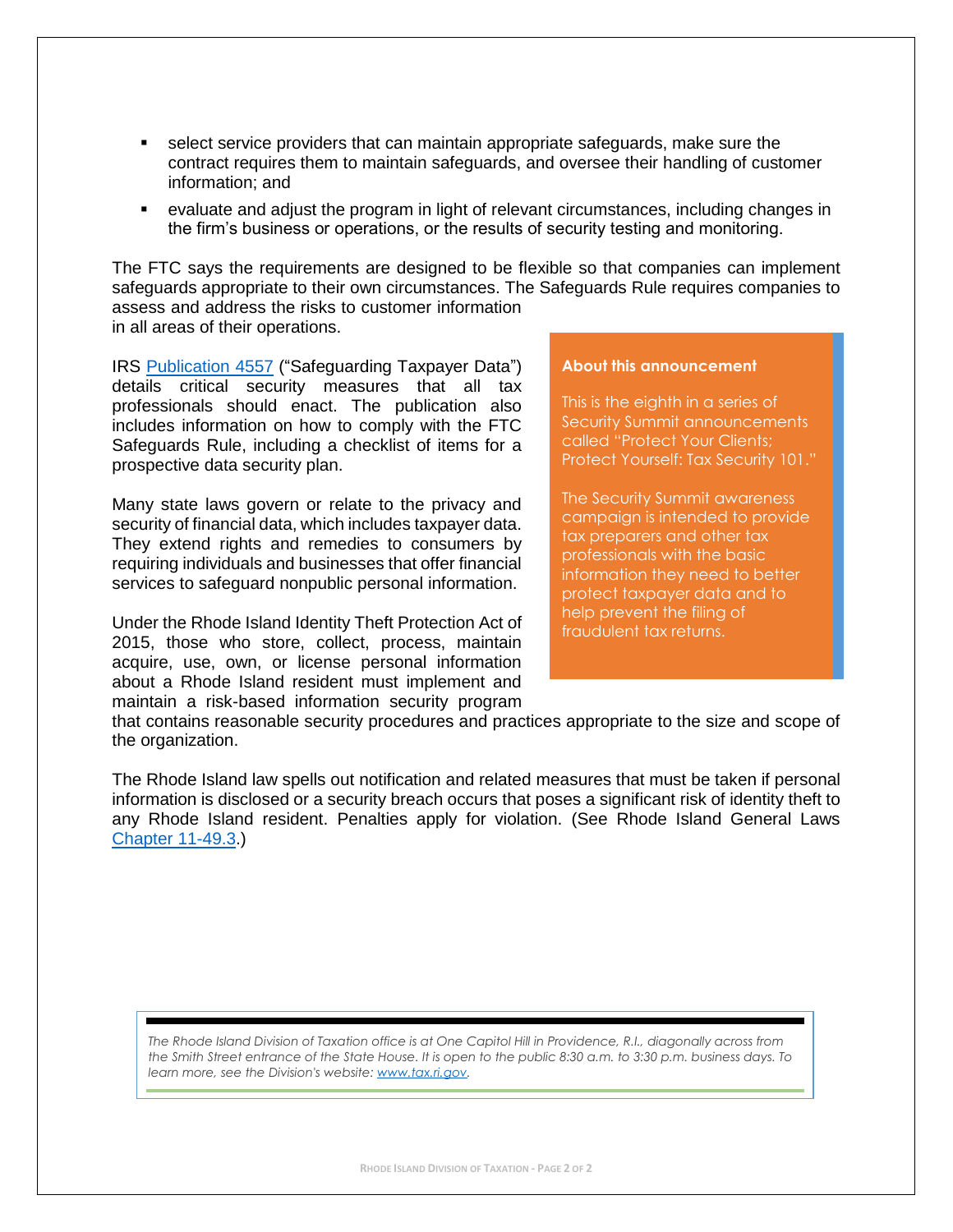- select service providers that can maintain appropriate safeguards, make sure the contract requires them to maintain safeguards, and oversee their handling of customer information; and
- evaluate and adjust the program in light of relevant circumstances, including changes in the firm's business or operations, or the results of security testing and monitoring.

The FTC says the requirements are designed to be flexible so that companies can implement safeguards appropriate to their own circumstances. The Safeguards Rule requires companies to assess and address the risks to customer information in all areas of their operations.

IRS [Publication 4557](#) ("Safeguarding Taxpayer Data") details critical security measures that all tax professionals should enact. The publication also includes information on how to comply with the FTC Safeguards Rule, including a checklist of items for a prospective data security plan.

Many state laws govern or relate to the privacy and security of financial data, which includes taxpayer data. They extend rights and remedies to consumers by requiring individuals and businesses that offer financial services to safeguard nonpublic personal information.

Under the Rhode Island Identity Theft Protection Act of 2015, those who store, collect, process, maintain acquire, use, own, or license personal information about a Rhode Island resident must implement and maintain a risk-based information security program that contains reasonable security procedures and practices appropriate to the size and scope of the organization.

The Rhode Island law spells out notification and related measures that must be taken if personal information is disclosed or a security breach occurs that poses a significant risk of identity theft to any Rhode Island resident. Penalties apply for violation. (See Rhode Island General Laws [Chapter 11-49.3](#).)

**About this announcement**

This is the eighth in a series of Security Summit announcements called "Protect Your Clients; Protect Yourself: Tax Security 101."

The Security Summit awareness campaign is intended to provide tax preparers and other tax professionals with the basic information they need to better protect taxpayer data and to help prevent the filing of fraudulent tax returns.

*The Rhode Island Division of Taxation office is at One Capitol Hill in Providence, R.I., diagonally across from the Smith Street entrance of the State House. It is open to the public 8:30 a.m. to 3:30 p.m. business days. To learn more, see the Division's website: [www.tax.ri.gov](http://www.tax.ri.gov).*